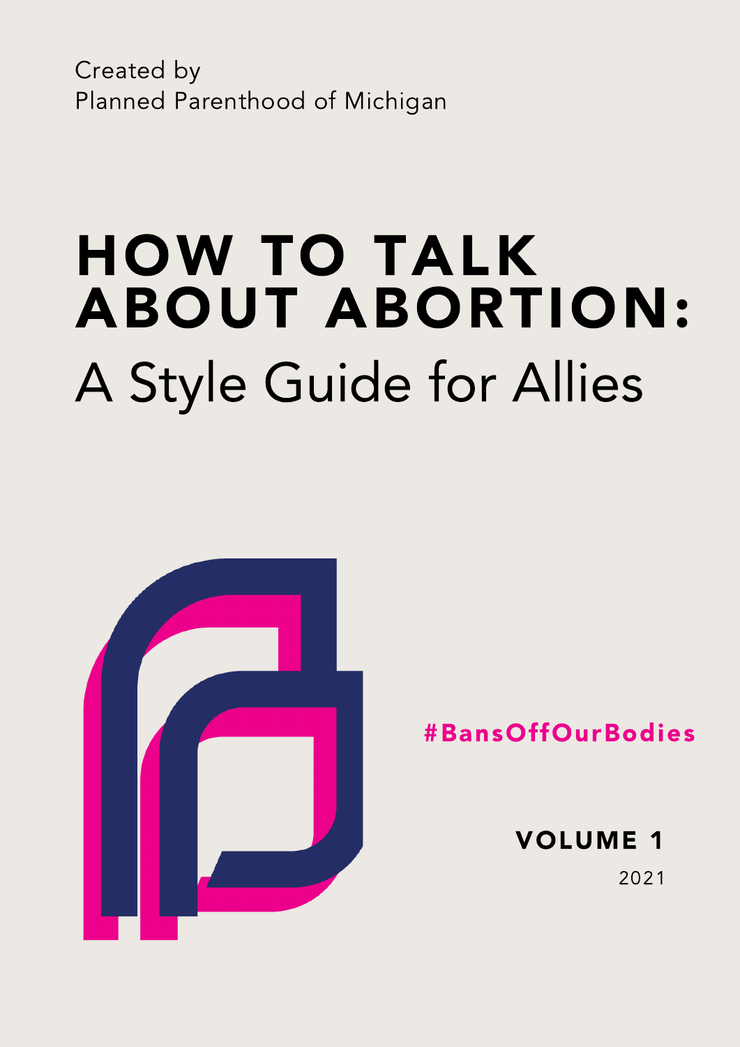Created by
Planned Parenthood of Michigan

# HOW TO TALK ABOUT ABORTION:
## A Style Guide for Allies

#BansOffOurBodies

VOLUME 1

2021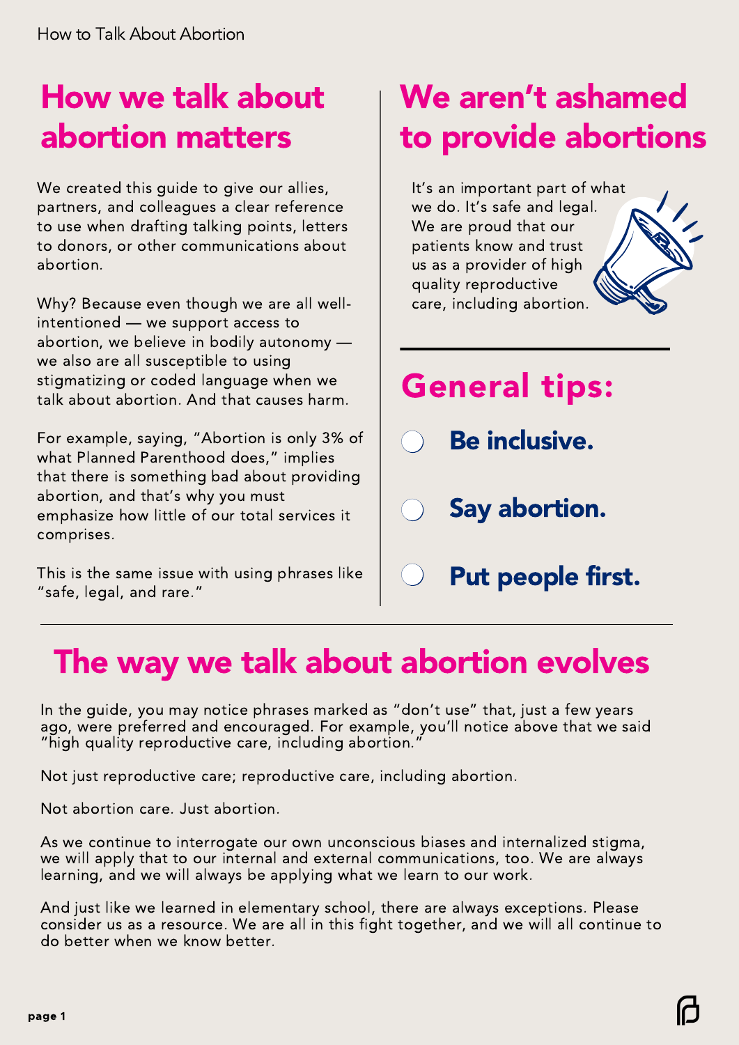## How we talk about abortion matters

We created this guide to give our allies, partners, and colleagues a clear reference to use when drafting talking points, letters to donors, or other communications about abortion.

Why? Because even though we are all well-intentioned — we support access to abortion, we believe in bodily autonomy — we also are all susceptible to using stigmatizing or coded language when we talk about abortion. And that causes harm.

For example, saying, "Abortion is only 3% of what Planned Parenthood does," implies that there is something bad about providing abortion, and that's why you must emphasize how little of our total services it comprises.

This is the same issue with using phrases like "safe, legal, and rare."

## We aren't ashamed to provide abortions

It's an important part of what we do. It's safe and legal. We are proud that our patients know and trust us as a provider of high quality reproductive care, including abortion.

## General tips:

- **Be inclusive.**
- **Say abortion.**
- **Put people first.**

## The way we talk about abortion evolves

In the guide, you may notice phrases marked as "don't use" that, just a few years ago, were preferred and encouraged. For example, you'll notice above that we said "high quality reproductive care, including abortion."

Not just reproductive care; reproductive care, including abortion.

Not abortion care. Just abortion.

As we continue to interrogate our own unconscious biases and internalized stigma, we will apply that to our internal and external communications, too. We are always learning, and we will always be applying what we learn to our work.

And just like we learned in elementary school, there are always exceptions. Please consider us as a resource. We are all in this fight together, and we will all continue to do better when we know better.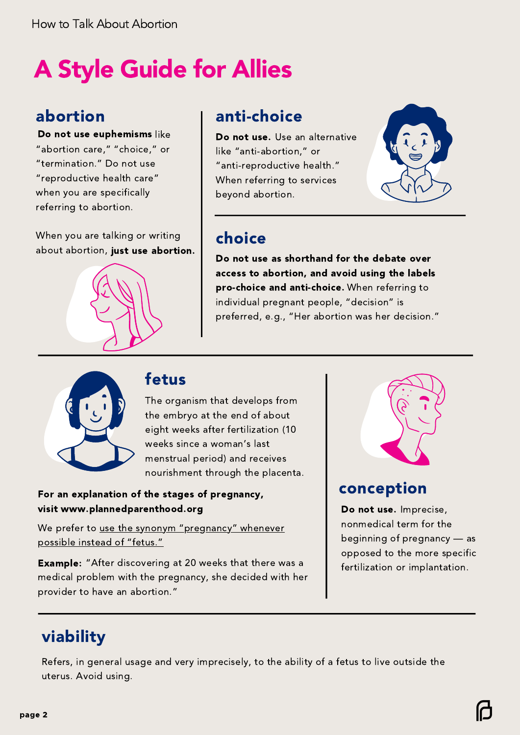# A Style Guide for Allies

## abortion

**Do not use euphemisms** like "abortion care," "choice," or "termination." Do not use "reproductive health care" when you are specifically referring to abortion.

When you are talking or writing about abortion, **just use abortion.**

## anti-choice

**Do not use.** Use an alternative like "anti-abortion," or "anti-reproductive health." When referring to services beyond abortion.

## choice

**Do not use as shorthand for the debate over access to abortion, and avoid using the labels pro-choice and anti-choice.** When referring to individual pregnant people, "decision" is preferred, e.g., "Her abortion was her decision."

## fetus

The organism that develops from the embryo at the end of about eight weeks after fertilization (10 weeks since a woman's last menstrual period) and receives nourishment through the placenta.

**For an explanation of the stages of pregnancy, visit www.plannedparenthood.org**

We prefer to use the synonym "pregnancy" whenever possible instead of "fetus."

**Example:** "After discovering at 20 weeks that there was a medical problem with the pregnancy, she decided with her provider to have an abortion."

## conception

**Do not use.** Imprecise, nonmedical term for the beginning of pregnancy — as opposed to the more specific fertilization or implantation.

## viability

Refers, in general usage and very imprecisely, to the ability of a fetus to live outside the uterus. Avoid using.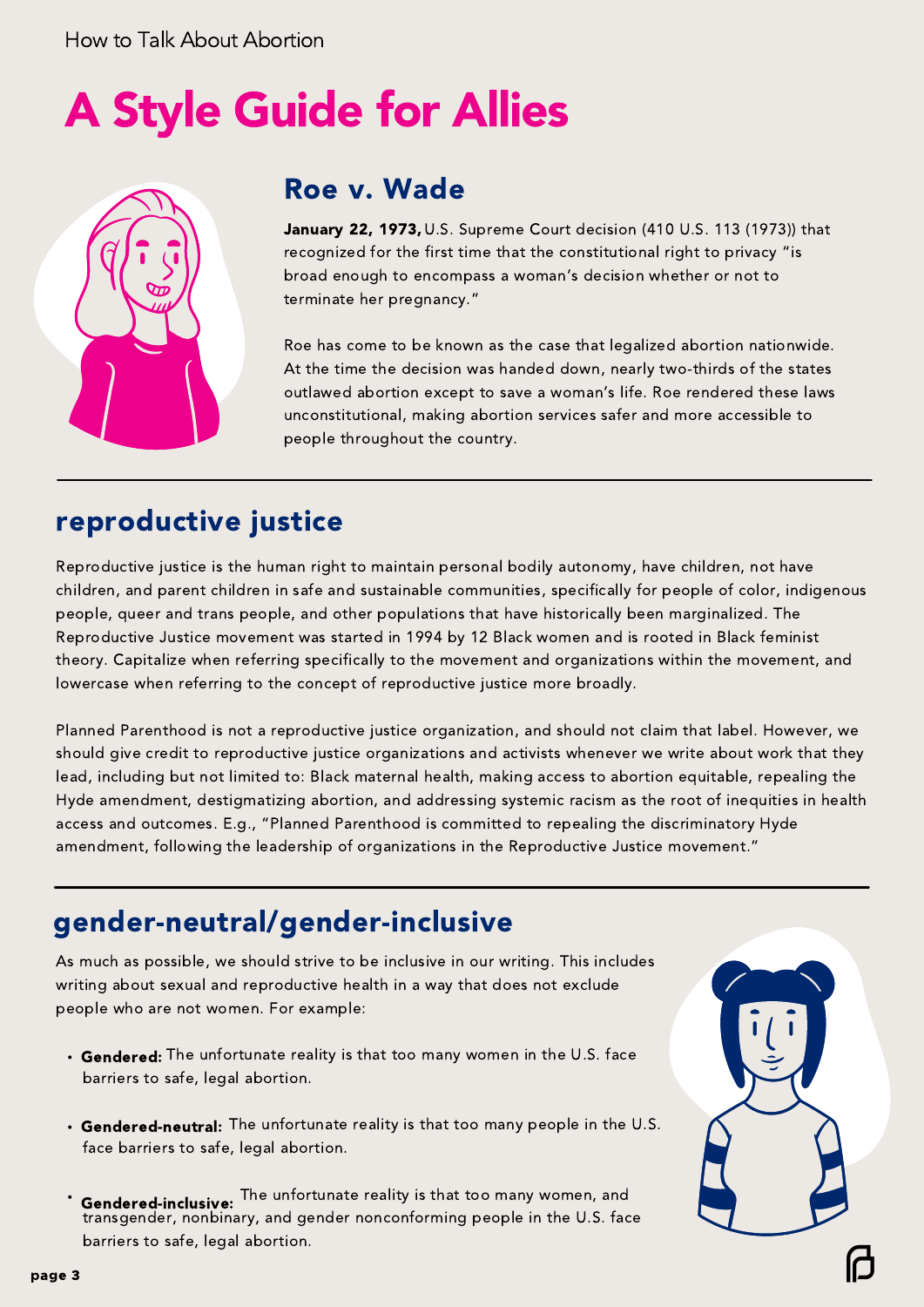How to Talk About Abortion

# A Style Guide for Allies

## Roe v. Wade

**January 22, 1973,** U.S. Supreme Court decision (410 U.S. 113 (1973)) that recognized for the first time that the constitutional right to privacy "is broad enough to encompass a woman's decision whether or not to terminate her pregnancy."

Roe has come to be known as the case that legalized abortion nationwide. At the time the decision was handed down, nearly two-thirds of the states outlawed abortion except to save a woman's life. Roe rendered these laws unconstitutional, making abortion services safer and more accessible to people throughout the country.

## reproductive justice

Reproductive justice is the human right to maintain personal bodily autonomy, have children, not have children, and parent children in safe and sustainable communities, specifically for people of color, indigenous people, queer and trans people, and other populations that have historically been marginalized. The Reproductive Justice movement was started in 1994 by 12 Black women and is rooted in Black feminist theory. Capitalize when referring specifically to the movement and organizations within the movement, and lowercase when referring to the concept of reproductive justice more broadly.

Planned Parenthood is not a reproductive justice organization, and should not claim that label. However, we should give credit to reproductive justice organizations and activists whenever we write about work that they lead, including but not limited to: Black maternal health, making access to abortion equitable, repealing the Hyde amendment, destigmatizing abortion, and addressing systemic racism as the root of inequities in health access and outcomes. E.g., "Planned Parenthood is committed to repealing the discriminatory Hyde amendment, following the leadership of organizations in the Reproductive Justice movement."

## gender-neutral/gender-inclusive

As much as possible, we should strive to be inclusive in our writing. This includes writing about sexual and reproductive health in a way that does not exclude people who are not women. For example:

- **Gendered:** The unfortunate reality is that too many women in the U.S. face barriers to safe, legal abortion.
- **Gendered-neutral:** The unfortunate reality is that too many people in the U.S. face barriers to safe, legal abortion.
- **Gendered-inclusive:** The unfortunate reality is that too many women, and transgender, nonbinary, and gender nonconforming people in the U.S. face barriers to safe, legal abortion.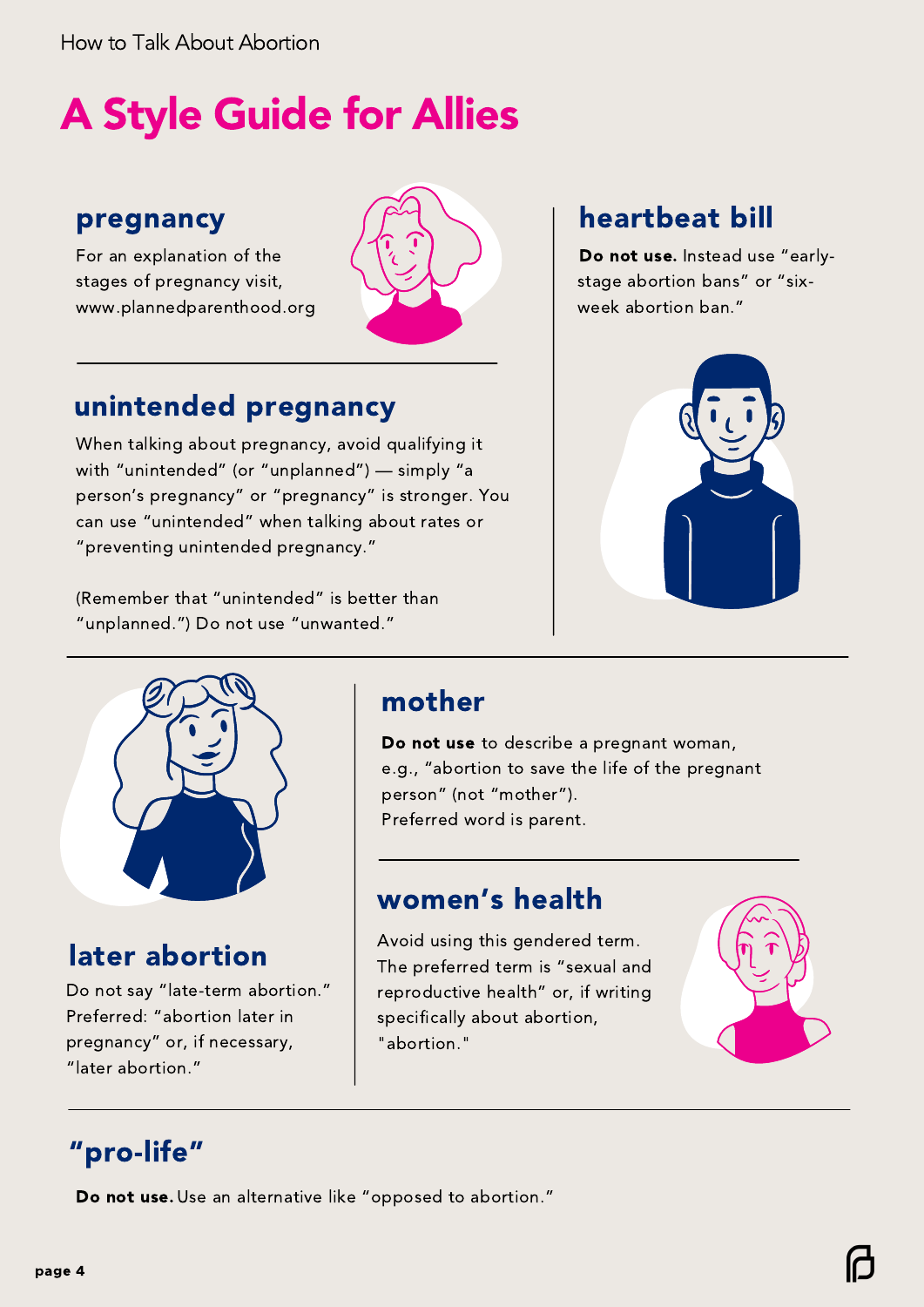How to Talk About Abortion

# A Style Guide for Allies

## pregnancy

For an explanation of the stages of pregnancy visit, www.plannedparenthood.org

## unintended pregnancy

When talking about pregnancy, avoid qualifying it with "unintended" (or "unplanned") — simply "a person's pregnancy" or "pregnancy" is stronger. You can use "unintended" when talking about rates or "preventing unintended pregnancy."

(Remember that "unintended" is better than "unplanned.") Do not use "unwanted."

## heartbeat bill

**Do not use.** Instead use "early-stage abortion bans" or "six-week abortion ban."

## later abortion

Do not say "late-term abortion." Preferred: "abortion later in pregnancy" or, if necessary, "later abortion."

## mother

**Do not use** to describe a pregnant woman, e.g., "abortion to save the life of the pregnant person" (not "mother").
Preferred word is parent.

## women's health

Avoid using this gendered term. The preferred term is "sexual and reproductive health" or, if writing specifically about abortion, "abortion."

## "pro-life"

**Do not use.** Use an alternative like "opposed to abortion."